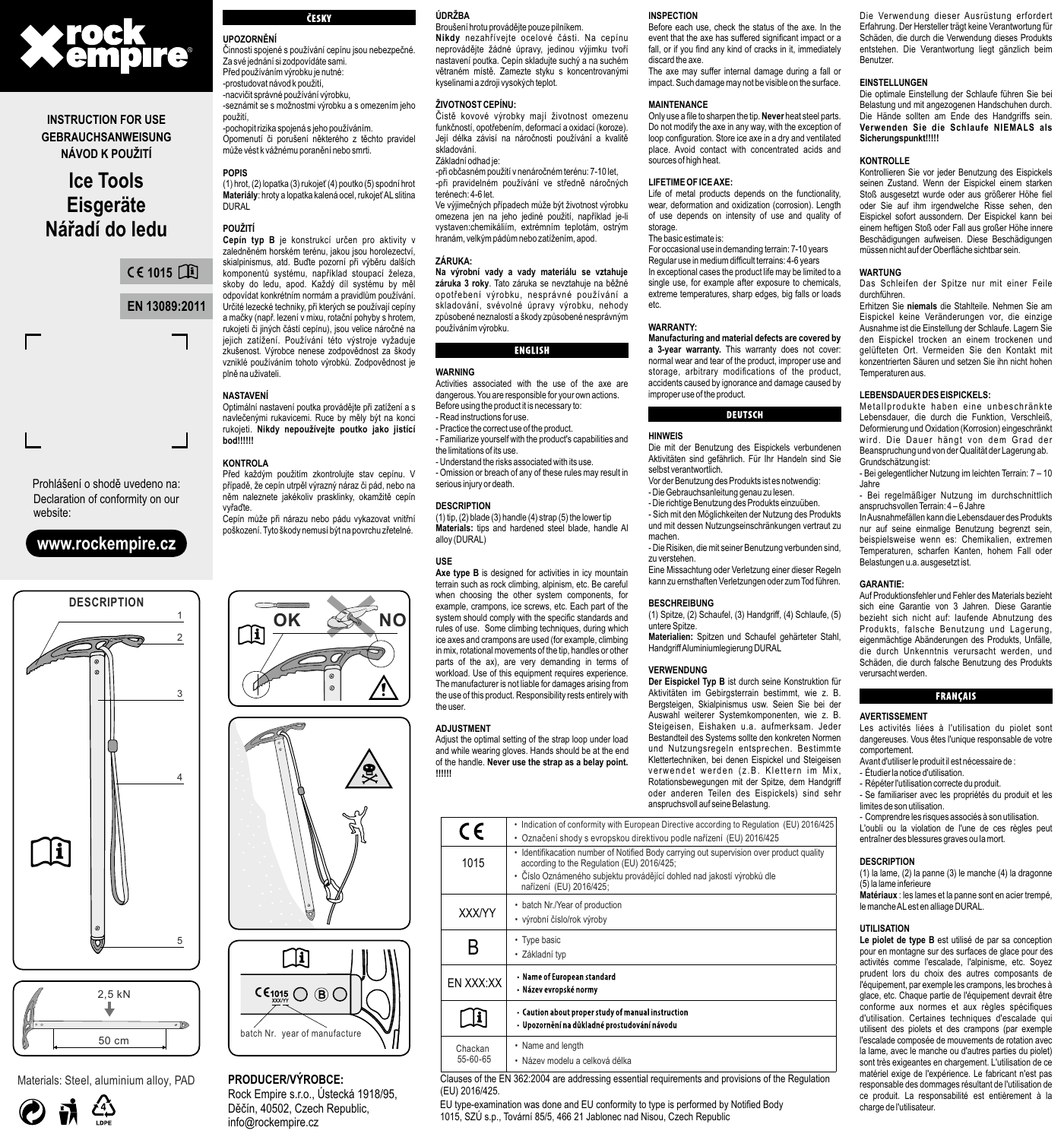rock empire

INSTRUCTION FOR USE
GEBRAUCHSANWEISUNG
NÁVOD K POUŽITÍ

# Ice Tools
# Eisgeräte
# Nářadí do ledu

CE 1015

EN 13089:2011

Prohlášení o shodě uvedeno na:
Declaration of conformity on our website:

**www.rockempire.cz**

DESCRIPTION

1, 2, 3, 4, 5

2,5 kN

50 cm

Materials: Steel, aluminium alloy, PAD

LDPE

OK NO

CE1015 B
XXX/YY
batch Nr. year of manufacture

**PRODUCER/VÝROBCE:**
Rock Empire s.r.o., Ústecká 1918/95, Děčín, 40502, Czech Republic,
info@rockempire.cz

## ČESKY

**UPOZORNĚNÍ**

Činnosti spojené s používání cepínu jsou nebezpečné. Za své jednání si zodpovídáte sami.
Před používáním výrobku je nutné:
-prostudovat návod k použití,
-nacvičit správné používání výrobku,
-seznámit se s možnostmi výrobku a s omezením jeho použití,
-pochopit rizika spojená s jeho používáním.
Opomenutí či porušení některého z těchto pravidel může vést k vážnému poranění nebo smrti.

**POPIS**

(1) hrot, (2) lopatka (3) rukojeť (4) poutko (5) spodní hrot
**Materiály**: hroty a lopatka kalená ocel, rukojeť AL slitina DURAL

**POUŽITÍ**

**Cepín typ B** je konstrukcí určen pro aktivity v zaledněném horském terénu, jakou jsou horolezectví, skialpinismus, atd. Buďte pozorní při výběru dalších komponentů systému, například stoupací železa, skoby do ledu, apod. Každý díl systému by měl odpovídat konkrétním normám a pravidlům používání. Určité lezecké techniky, při kterých se používají cepíny a mačky (např. lezení v mixu, rotační pohyby s hrotem, rukojetí či jiných částí cepínu), jsou velice náročné na jejich zatížení. Používání této výstroje vyžaduje zkušenost. Výrobce nenese zodpovědnost za škody vzniklé používáním tohoto výrobků. Zodpovědnost je plně na uživateli.

**NASTAVENÍ**

Optimální nastavení poutka provádějte při zatížení a s navlečenými rukavicemi. Ruce by měly být na konci rukojeti. **Nikdy nepoužívejte poutko jako jistící bod!!!!!!**

**KONTROLA**

Před každým použitím zkontrolujte stav cepínu. V případě, že cepín utrpěl výrazný náraz či pád, nebo na něm naleznete jakékoliv prasklinky, okamžitě cepín vyřaďte.
Cepín může při nárazu nebo pádu vykazovat vnitřní poškození. Tyto škody nemusí být na povrchu zřetelné.

**ÚDRŽBA**

Broušení hrotu provádějte pouze pilníkem.
**Nikdy** nezahřívejte ocelové části. Na cepínu neprovádějte žádné úpravy, jedinou výjimku tvoří nastavení poutka. Cepín skladujte suchý a na suchém větraném místě. Zamezte styku s koncentrovanými kyselinami a zdroji vysokých teplot.

**ŽIVOTNOST CEPÍNU:**

Čistě kovové výrobky mají životnost omezenu funkčností, opotřebením, deformací a oxidací (korozе). Její délka závisí na náročnosti používání a kvalitě skladování.
Základní odhad je:
-při občasném použití v nenáročném terénu: 7-10 let,
-při pravidelném používání ve středně náročných terénech: 4-6 let.
Ve výjimečných případech může být životnost výrobku omezena jen na jeho jediné použití, například je-li vystaven:chemikáliím, extrémním teplotám, ostrým hranám, velkým pádům nebo zatížením, apod.

**ZÁRUKA:**

**Na výrobní vady a vady materiálu se vztahuje záruka 3 roky**. Tato záruka se nevztahuje na běžné opotřebení výrobku, nesprávné používání a skladování, svévolné úpravy výrobku, nehody způsobené neznalostí a škody způsobené nesprávným používáním výrobku.

## ENGLISH

**WARNING**

Activities associated with the use of the axe are dangerous. You are responsible for your own actions.
Before using the product it is necessary to:
- Read instructions for use.
- Practice the correct use of the product.
- Familiarize yourself with the product's capabilities and the limitations of its use.
- Understand the risks associated with its use.
- Omission or breach of any of these rules may result in serious injury or death.

**DESCRIPTION**

(1) tip, (2) blade (3) handle (4) strap (5) the lower tip
**Materials:** tips and hardened steel blade, handle Al alloy (DURAL)

**USE**

**Axe type B** is designed for activities in icy mountain terrain such as rock climbing, alpinism, etc. Be careful when choosing the other system components, for example, crampons, ice screws, etc. Each part of the system should comply with the specific standards and rules of use. Some climbing techniques, during which ice axes and crampons are used (for example, climbing in mix, rotational movements of the tip, handles or other parts of the ax), are very demanding in terms of workload. Use of this equipment requires experience. The manufacturer is not liable for damages arising from the use of this product. Responsibility rests entirely with the user.

**ADJUSTMENT**

Adjust the optimal setting of the strap loop under load and while wearing gloves. Hands should be at the end of the handle. **Never use the strap as a belay point. !!!!!!**

**INSPECTION**

Before each use, check the status of the axe. In the event that the axe has suffered significant impact or a fall, or if you find any kind of cracks in it, immediately discard the axe.
The axe may suffer internal damage during a fall or impact. Such damage may not be visible on the surface.

**MAINTENANCE**

Only use a file to sharpen the tip. **Never** heat steel parts. Do not modify the axe in any way, with the exception of loop configuration. Store ice axe in a dry and ventilated place. Avoid contact with concentrated acids and sources of high heat.

**LIFETIME OF ICE AXE:**

Life of metal products depends on the functionality, wear, deformation and oxidization (corrosion). Length of use depends on intensity of use and quality of storage.
The basic estimate is:
For occasional use in demanding terrain: 7-10 years
Regular use in medium difficult terrains: 4-6 years
In exceptional cases the product life may be limited to a single use, for example after exposure to chemicals, extreme temperatures, sharp edges, big falls or loads etc.

**WARRANTY:**

**Manufacturing and material defects are covered by a 3-year warranty.** This warranty does not cover: normal wear and tear of the product, improper use and storage, arbitrary modifications of the product, accidents caused by ignorance and damage caused by improper use of the product.

| | |
|---|---|
| CE | • Indication of conformity with European Directive according to Regulation (EU) 2016/425<br>• Označení shody s evropskou direktivou podle nařízení (EU) 2016/425 |
| 1015 | • Identifikacation number of Notified Body carrying out supervision over product quality according to the Regulation (EU) 2016/425;<br>• Číslo Oznámeného subjektu provádějící dohled nad jakostí výrobků dle nařízení (EU) 2016/425; |
| XXX/YY | • batch Nr./Year of production<br>• výrobní číslo/rok výroby |
| B | • Type basic<br>• Základní typ |
| EN XXX:XX | • Name of European standard<br>• Název evropské normy |
| (i) | • Caution about proper study of manual instruction<br>• Upozornění na důkladné prostudování návodu |
| Chackan 55-60-65 | • Name and length<br>• Název modelu a celková délka |

Clauses of the EN 362:2004 are addressing essential requirements and provisions of the Regulation (EU) 2016/425.

EU type-examination was done and EU conformity to type is performed by Notified Body 1015, SZÚ s.p., Tovární 85/5, 466 21 Jablonec nad Nisou, Czech Republic

## DEUTSCH

**HINWEIS**

Die mit der Benutzung des Eispickels verbundenen Aktivitäten sind gefährlich. Für Ihr Handeln sind Sie selbst verantwortlich.
Vor der Benutzung des Produkts ist es notwendig:
- Die Gebrauchsanleitung genau zu lesen.
- Die richtige Benutzung des Produkts einzuüben.
- Sich mit den Möglichkeiten der Nutzung des Produkts und mit dessen Nutzungseinschränkungen vertraut zu machen.
- Die Risiken, die mit seiner Benutzung verbunden sind, zu verstehen.
Eine Missachtung oder Verletzung einer dieser Regeln kann zu ernsthaften Verletzungen oder zum Tod führen.

**BESCHREIBUNG**

(1) Spitze, (2) Schaufel, (3) Handgriff, (4) Schlaufe, (5) untere Spitze.
**Materialien:** Spitzen und Schaufel gehärteter Stahl, Handgriff Aluminiumlegierung DURAL

**VERWENDUNG**

**Der Eispickel Typ B** ist durch seine Konstruktion für Aktivitäten im Gebirgsterrain bestimmt, wie z. B. Bergsteigen, Skialpinismus usw. Seien Sie bei der Auswahl weiterer Systemkomponenten, wie z. B. Steigeisen, Eishaken u.a. aufmerksam. Jeder Bestandteil des Systems sollte den konkreten Normen und Nutzungsregeln entsprechen. Bestimmte Klettertechniken, bei denen Eispickel und Steigeisen verwendet werden (z.B. Klettern im Mix, Rotationsbewegungen mit der Spitze, dem Handgriff oder anderen Teilen des Eispickels) sind sehr anspruchsvoll auf seine Belastung.
Die Verwendung dieser Ausrüstung erfordert Erfahrung. Der Hersteller trägt keine Verantwortung für Schäden, die durch die Verwendung dieses Produkts entstehen. Die Verantwortung liegt gänzlich beim Benutzer.

**EINSTELLUNGEN**

Die optimale Einstellung der Schlaufe führen Sie bei Belastung und mit angezogenen Handschuhen durch. Die Hände sollten am Ende des Handgriffs sein. **Verwenden Sie die Schlaufe NIEMALS als Sicherungspunkt!!!!!**

**KONTROLLE**

Kontrollieren Sie vor jeder Benutzung des Eispickels seinen Zustand. Wenn der Eispickel einem starken Stoß ausgesetzt wurde oder aus größerer Höhe fiel oder Sie auf ihm irgendwelche Risse sehen, den Eispickel sofort aussondern. Der Eispickel kann bei einem heftigen Stoß oder Fall aus großer Höhe innere Beschädigungen aufweisen. Diese Beschädigungen müssen nicht auf der Oberfläche sichtbar sein.

**WARTUNG**

Das Schleifen der Spitze nur mit einer Feile durchführen.
Erhitzen Sie **niemals** die Stahlteile. Nehmen Sie am Eispickel keine Veränderungen vor, die einzige Ausnahme ist die Einstellung der Schlaufe. Lagern Sie den Eispickel trocken an einem trockenen und gelüfteten Ort. Vermeiden Sie den Kontakt mit konzentrierten Säuren und setzen Sie ihn nicht hohen Temperaturen aus.

**LEBENSDAUER DES EISPICKELS:**

Metallprodukte haben eine unbeschränkte Lebensdauer, die durch die Funktion, Verschleiß, Deformierung und Oxidation (Korrosion) eingeschränkt wird. Die Dauer hängt von dem Grad der Beanspruchung und von der Qualität der Lagerung ab.
Grundschätzung ist:
- Bei gelegentlicher Nutzung im leichten Terrain: 7 – 10 Jahre
- Bei regelmäßiger Nutzung im durchschnittlich anspruchsvollen Terrain: 4 – 6 Jahre
In Ausnahmefällen kann die Lebensdauer des Produkts nur auf seine einmalige Benutzung begrenzt sein, beispielsweise wenn es: Chemikalien, extremen Temperaturen, scharfen Kanten, hohem Fall oder Belastungen u.a. ausgesetzt ist.

**GARANTIE:**

Auf Produktionsfehler und Fehler des Materials bezieht sich eine Garantie von 3 Jahren. Diese Garantie bezieht sich nicht auf: laufende Abnutzung des Produkts, falsche Benutzung und Lagerung, eigenmächtige Abänderungen des Produkts, Unfälle, die durch Unkenntnis verursacht werden, und Schäden, die durch falsche Benutzung des Produkts verursacht werden.

## FRANÇAIS

**AVERTISSEMENT**

Les activités liées à l'utilisation du piolet sont dangereuses. Vous êtes l'unique responsable de votre comportement.
Avant d'utiliser le produit il est nécessaire de :
- Étudier la notice d'utilisation.
- Répéter l'utilisation correcte du produit.
- Se familiariser avec les propriétés du produit et les limites de son utilisation.
- Comprendre les risques associés à son utilisation.
L'oubli ou la violation de l'une de ces règles peut entraîner des blessures graves ou la mort.

**DESCRIPTION**

(1) la lame, (2) la panne (3) le manche (4) la dragonne (5) la lame inferieure
**Matériaux** : les lames et la panne sont en acier trempé, le manche AL est en alliage DURAL.

**UTILISATION**

**Le piolet de type B** est utilisé de par sa conception pour en montagne sur des surfaces de glace pour des activités comme l'escalade, l'alpinisme, etc. Soyez prudent lors du choix des autres composants de l'équipement, par exemple les crampons, les broches à glace, etc. Chaque partie de l'équipement devrait être conforme aux normes et aux règles spécifiques d'utilisation. Certaines techniques d'escalade qui utilisent des piolets et des crampons (par exemple l'escalade composée de mouvements de rotation avec la lame, avec le manche ou d'autres parties du piolet) sont très exigeantes en chargement. L'utilisation de ce matériel exige de l'expérience. Le fabricant n'est pas responsable des dommages résultant de l'utilisation de ce produit. La responsabilité est entièrement à la charge de l'utilisateur.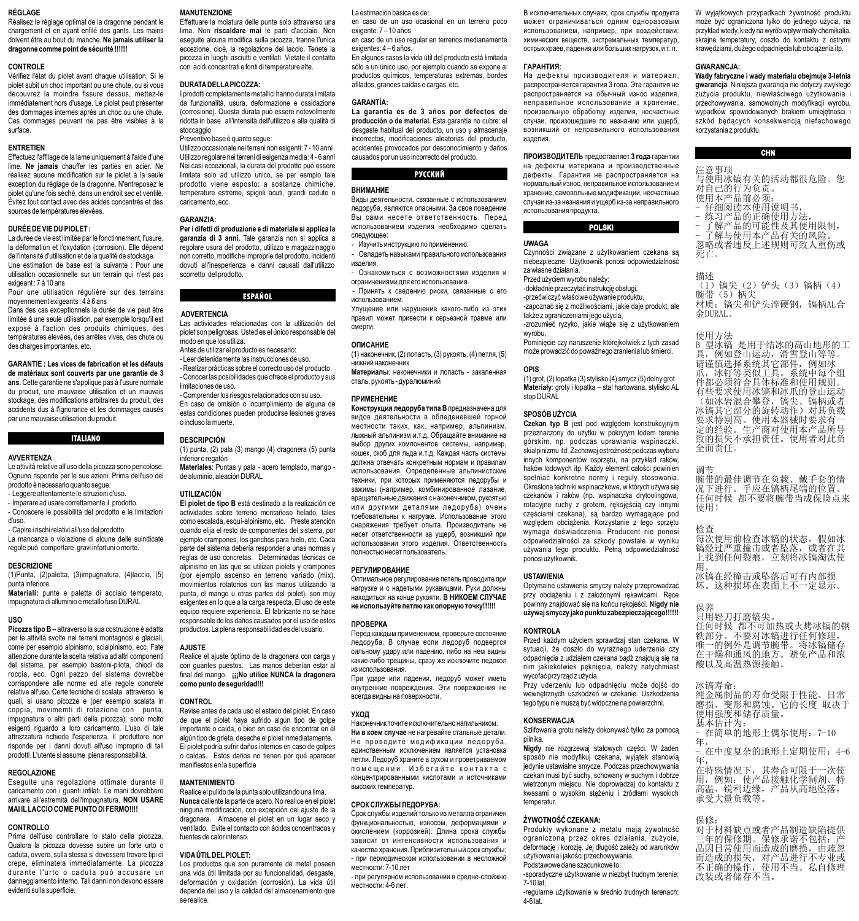## RÉGLAGE

Réalisez le réglage optimal de la dragonne pendant le chargement et en ayant enfilé des gants. Les mains doivent être au bout du manche. **Ne jamais utiliser la dragonne comme point de sécurité !!!!!!**

## CONTROLE

Vérifiez l'état du piolet avant chaque utilisation. Si le piolet subit un choc important ou une chute, ou si vous découvrez la moindre fissure dessus, mettez-le immédiatement hors d'usage. Le piolet peut présenter des dommages internes après un choc ou une chute. Ces dommages peuvent ne pas être visibles à la surface.

## ENTRETIEN

Effectuez l'affilage de la lame uniquement à l'aide d'une lime. **Ne jamais** chauffer les parties en acier. Ne réalisez aucune modification sur le piolet à la seule exception du réglage de la dragonne. N'entreposez le piolet qu'une fois séché, dans un endroit sec et ventilé. Évitez tout contact avec des acides concentrés et des sources de températures élevées.

## DURÉE DE VIE DU PIOLET :

La durée de vie est limitée par le fonctionnement, l'usure, la déformation et l'oxydation (corrosion). Elle dépend de l'intensité d'utilisation et de la qualité de stockage.
Une estimation de base est la suivante : Pour une utilisation occasionnelle sur un terrain qui n'est pas exigeant : 7 à 10 ans
Pour une utilisation régulière sur des terrains moyennement exigeants : 4 à 6 ans
Dans des cas exceptionnels la durée de vie peut être limitée à une seule utilisation, par exemple lorsqu'il est exposé à l'action des produits chimiques, des températures élevées, des arrêtes vives, des chute ou des charges importantes, etc.

**GARANTIE : Les vices de fabrication et les défauts de matériaux sont couverts par une garantie de 3 ans.** Cette garantie ne s'applique pas à l'usure normale du produit, une mauvaise utilisation et un mauvais stockage, des modifications arbitraires du produit, des accidents dus à l'ignorance et les dommages causés par une mauvaise utilisation du produit.

# ITALIANO

## AVVERTENZA

Le attività relative all'uso della picozza sono pericolose. Ognuno risponde per le sue azioni. Prima dell'uso del prodotto è necessario quanto segue:
- Leggere attentamente le istruzioni d'uso.
- Imparare ad usare correttamente il prodotto.
- Conoscere le possibilità del prodotto e le limitazioni d'uso.
- Capire i rischi relativi all'uso del prodotto.

La mancanza o violazione di alcune delle suindicate regole può comportare gravi infortuni o morte.

## DESCRIZIONE

(1)Punta, (2)paletta, (3)impugnatura, (4)laccio, (5) punta inferiore
**Materiali:** punte e paletta di acciaio temperato, impugnatura di alluminio e metallo fuso DURAL

## USO

**Picozza tipo B –** attraverso la sua costruzione è adatta per le attività svolte nei terreni montagnosi e glaciali, come per esempio alpinismo, scialpinismo, ecc. Fate attenzione durante la scelta relativa ad altri componenti del sistema, per esempio bastoni-piolet, chiodi da roccia, ecc. Ogni pezzo del sistema dovrebbe corrispondere alle norme ed alle regole concrete relative all'uso. Certe tecniche di scalata attraverso le quali, si usano picozze e (per esempio scalata in coppia, movimenti di rotazione con punta, impugnatura o altri parti della picozza), sono molto esigenti riguardo a loro caricamento. L'uso di tale attrezzatura richiede l'esperienza. Il produttore non risponde per i danni dovuti all'uso improprio di tali prodotti. L'utente si assume piena responsabilità.

## REGOLAZIONE

Eseguite una regolazione ottimale durante il caricamento con i guanti infilati. Le mani dovrebbero arrivare all'estremità dell'impugnatura. **NON USARE MAI IL LACCIO COME PUNTO DI FERMO!!!!**

## CONTROLLO

Prima dell'uso controllare lo stato della picozza. Qualora la picozza dovesse subire un forte urto o caduta, ovvero, sulla stessa si dovessero trovare tipi di crepe, eliminatela immediatamente. La picozza durante l'urto o caduta può accusare un danneggiamento interno. Tali danni non devono essere evidenti sulla superficie.

## MANUTENZIONE

Effettuare la molatura delle punte solo attraverso una lima. Non **riscaldare mai** le parti d'acciaio. Non eseguite alcuna modifica sulla picozza, tranne l'unica eccezione, cioè, la regolazione del laccio. Tenete la picozza in luoghi asciutti e ventilati. Vietate il contatto con acidi concentrati e fonti di temperature alte.

## DURATA DELLA PICOZZA:

I prodotti completamente metallici hanno durata limitata da funzionalità, usura, deformazione e ossidazione (corrosione). Questa durata può essere notevolmente ridotta in base all'intensità dell'utilizzo e alla qualità di stoccaggio
Preventivo base è quanto segue:
Utilizzo occasionale nei terreni non esigenti: 7 - 10 anni
Utilizzo regolare nei terreni di esigenza media: 4 - 6 anni
Nei casi eccezionali, la durata del prodotto può essere limitata solo ad utilizzo unico, se per esempio tale prodotto viene esposto: a sostanze chimiche, temperature estreme, spigoli acuti, grandi cadute o caricamento, ecc.

## GARANZIA:

**Per i difetti di produzione e di materiale si applica la garanzia di 3 anni.** Tale garanzia non si applica a regolare usura del prodotto, utilizzo e magazzinaggio non corretto, modifiche improprie del prodotto, incidenti dovuti all'inesperienza e danni causati dall'utilizzo scorretto del prodotto.

# ESPAÑOL

## ADVERTENCIA

Las actividades relacionadas con la utilización del piolet son peligrosas. Usted es el único responsable del modo en que los utiliza.
Antes de utilizar el producto es necesario:
- Leer detenidamente las instrucciones de uso.
- Realizar prácticas sobre el correcto uso del producto.
- Conocer las posibilidades que ofrece el producto y sus limitaciones de uso.
- Comprender los riesgos relacionados con su uso.

En caso de omisión o incumplimiento de alguna de estas condiciones pueden producirse lesiones graves o incluso la muerte.

## DESCRIPCIÓN

(1) punta, (2) pala (3) mango (4) dragonera (5) punta inferior o regatón
**Materiales**: Puntas y pala - acero templado, mango - de aluminio, aleación DURAL

## UTILIZACIÓN

**El piolet de tipo B** está destinado a la realización de actividades sobre terreno montañoso helado, tales como escalada, esquí-alpinismo, etc. Preste atención cuando elija el resto de componentes del sistema, por ejemplo crampones, los ganchos para hielo, etc. Cada parte del sistema debería responder a unas normas y reglas de uso concretas. Determinadas técnicas de alpinismo en las que se utilizan piolets y crampones (por ejemplo ascenso en terreno variado (mix), movimientos rotatorios con las manos utilizando la punta, el mango u otras partes del piolet), son muy exigentes en lo que a la carga respecta. El uso de este equipo requiere experiencia. El fabricante no se hace responsable de los daños causados por el uso de estos productos. La plena responsabilidad es del usuario.

## AJUSTE

Realice el ajuste óptimo de la dragonera con carga y con guantes puestos. Las manos deberían estar al final del mango. **¡¡¡No utilice NUNCA la dragonera como punto de seguridad!!!**

## CONTROL

Revise antes de cada uso el estado del piolet. En caso de que el piolet haya sufrido algún tipo de golpe importante o caída, o bien en caso de encontrar en él algún tipo de grieta, deseche el piolet inmediatamente.
El piolet podría sufrir daños internos en caso de golpes o caídas. Estos daños no tienen por qué aparecer manifiestos en la superficie

## MANTENIMIENTO

Realice el pulido de la punta solo utilizando una lima.
**Nunca** caliente la parte de acero. No realice en el piolet ninguna modificación, con excepción del ajuste de la dragonera. Almacene el piolet en un lugar seco y ventilado. Evite el contacto con ácidos concentrados y fuentes de calor intenso.

## VIDA ÚTIL DEL PIOLET:

Los productos que son puramente de metal poseen una vida útil limitada por su funcionalidad, desgaste, deformación y oxidación (corrosión). La vida útil depende del uso y la calidad del almacenamiento que se realice.
La estimación básica es de:
en caso de un uso ocasional en un terreno poco exigente: 7 – 10 años
en caso de un uso regular en terrenos medianamente exigentes: 4 – 6 años.
En algunos casos la vida útil del producto está limitada sólo a un único uso, por ejemplo cuando se expone a: productos químicos, temperaturas extremas, bordes afilados, grandes caídas o cargas, etc.

## GARANTÍA:

**La garantía es de 3 años por defectos de producción o de material.** Esta garantía no cubre: el desgaste habitual del producto, un uso y almacenaje incorrectos, modificaciones aleatorias del producto, accidentes provocados por desconocimiento y daños causados por un uso incorrecto del producto.

# РУССКИЙ

## ВНИМАНИЕ

Виды деятельности, связанные с использованием ледоруба, являются опасными. За свое поведение Вы сами несете ответственность. Перед использованием изделия необходимо сделать следующее:
- Изучить инструкцию по применению.
- Овладеть навыками правильного использования изделия.
- Ознакомиться с возможностями изделия и ограничениями для его использования.
- Принять к сведению риски, связанные с его использованием.

Упущение или нарушение какого-либо из этих правил может привести к серьезной травме или смерти.

## ОПИСАНИЕ

(1) наконечник, (2) лопасть, (3) рукоять, (4) петля, (5) нижний наконечник
**Материалы**: наконечники и лопасть - закаленная сталь, рукоять - дуралюминий

## ПРИМЕНЕНИЕ

**Конструкция ледоруба типа B** предназначена для видов деятельности в обледеневшей горной местности таких, как, например, альпинизм, лыжный альпинизм и.т.д. Обращайте внимание на выбор других компонентов системы, например, кошек, скоб для льда и.т.д. Каждая часть системы должна отвечать конкретным нормам и правилам использования. Определенные альпинистские техники, при которых применяются ледорубы и зажимы (например, комбинированное лазание, вращательные движения с наконечником, рукоятью или другими деталями ледоруба) очень требовательны к нагрузке. Использование этого снаряжения требует опыта. Производитель не несет ответственности за ущерб, возникший при использовании этого изделия. Ответственность полностью несет пользователь.

## РЕГУЛИРОВАНИЕ

Оптимальное регулирование петель проводите при нагрузке и с надетыми рукавицами. Руки должны находиться на конце рукояти. **В НИКОЕМ СЛУЧАЕ не используйте петлю как опорную точку!!!!!!**

## ПРОВЕРКА

Перед каждым применением, проверьте состояние ледоруба. В случае если ледоруб подвергся сильному удару или падению, либо на нем видны какие-либо трещины, сразу же исключите ледокол из использования.
При ударе или падении, ледоруб может иметь внутренние повреждения. Эти повреждения не всегда видны на поверхности.

## УХОД

Наконечник точите исключительно напильником.
**Ни в коем случае** не нагревайте стальные детали. Не проводите модификации ледоруба, единственным исключением является установка петли. Ледоруб храните в сухом и проветриваемом помещении. Избегайте контакта с концентрированными кислотами и источниками высоких температур.

## СРОК СЛУЖБЫ ЛЕДОРУБА:

Срок службы изделий только из металла ограничен функциональностью, износом, деформациями и окислением (коррозией). Длина срока службы зависит от интенсивности использования и качества хранения. Приблизительный срок службы:
- при периодическом использовании в несложной местности: 7-10 лет
- при регулярном использовании в средне-сложно местности: 4-6 лет.

В исключительных случаях, срок службы продукта может ограничиваться одним одноразовым использованием, например, при воздействии: химических веществ, экстремальных температур, острых краев, падения или больших нагрузок, и т. п.

## ГАРАНТИЯ:

На дефекты производителя и материал, распространяется гарантия 3 года. Эта гарантия не распространяется на обычный износ изделия, неправильное использование и хранение, произвольную обработку изделия, несчастные случаи, произошедшие по незнанию или ущерб, возникший от неправильного использования изделия.

**ПРОИЗВОДИТЕЛЬ** предоставляет **3 года** гарантии на дефекты материала и производственные дефекты. Гарантия не распространяется на нормальный износ, неправильное использование и хранение, самовольные модификации, несчастные случаи из-за незнания и ущерб из-за неправильного использования продукта.

# POLSKI

## UWAGA

Czynności związane z użytkowaniem czekana są niebezpieczne. Użytkownik ponosi odpowiedzialność za własne działania.
Przed użyciem wyrobu należy:
-dokładnie przeczytać instrukcję obsługi,
-przećwiczyć właściwe używanie produktu,
-zapoznać się z możliwościami, jakie daje produkt, ale także z ograniczeniami jego użycia,
-zrozumieć ryzyko, jakie wiąże się z użytkowaniem wyrobu.

Pominięcie czy naruszenie którejkolwiek z tych zasad może prowadzić do poważnego zranienia lub śmierci.

## OPIS

(1) grot, (2) łopatka (3) stylisko (4) smycz (5) dolny grot
**Materiały**: groty i łopatka – stal hartowana, stylisko AL stop DURAL

## SPOSÓB UŻYCIA

**Czekan typ B** jest pod względem konstrukcyjnym przeznaczony do użytku w pokrytym lodem terenie górskim, np. podczas uprawiania wspinaczki, skialpinizmu itd. Zachowaj ostrożność podczas wyboru innych komponentów osprzętu, na przykład raków, haków lodowych itp. Każdy element całości powinien spełniać konkretne normy i reguły stosowania. Określone techniki wspinaczkowe, w których używa się czekanów i raków (np. wspinaczka drytoolingowa, rotacyjne ruchy z grotem, rękojeścią czy innymi częściami czekana), są bardzo wymagające pod względem obciążenia. Korzystanie z tego sprzętu wymaga doświadczenia. Producent nie ponosi odpowiedzialności za szkody powstałe w wyniku używania tego produktu. Pełną odpowiedzialność ponosi użytkownik.

## USTAWIENIA

Optymalne ustawienia smyczy należy przeprowadzać przy obciążeniu i z założonymi rękawicami. Ręce powinny znajdować się na końcu rękojeści. **Nigdy nie używaj smyczy jako punktu zabezpieczającego!!!!!!**

## KONTROLA

Przed każdym użyciem sprawdzaj stan czekana. W sytuacji, że doszło do wyraźnego uderzenia czy odpadnięcia z udziałem czekana bądź znajdują się na nim jakiekolwiek pęknięcia, należy natychmiast wycofać przyrząd z użycia.
Przy uderzeniu lub odpadnięciu może dojść do wewnętrznych uszkodzeń w czekanie. Uszkodzenia tego typu nie muszą być widoczne na powierzchni.

## KONSERWACJA

Szlifowania grotu należy dokonywać tylko za pomocą pilnika.
**Nigdy** nie rozgrzewaj stalowych części. W żaden sposób nie modyfikuj czekana, wyjątek stanowią jedynie ustawialne smycze. Podczas przechowywania czekan musi być suchy, schowany w suchym i dobrze wietrznym miejscu. Nie doprowadzaj do kontaktu z kwasami o wysokim stężeniu i źródłami wysokich temperatur.

## ŻYWOTNOŚĆ CZEKANA:

Produkty wykonane z metalu mają żywotność ograniczoną przez okres działania, zużycie, deformację i korozję. Jej długość zależy od warunków użytkowania i jakości przechowywania.
Podstawowe dane szacunkowe to:
-sporadyczne użytkowanie w niezbyt trudnym terenie: 7-10 lat,
-regularne użytkowanie w średnio trudnych terenach: 4-6 lat.

W wyjątkowych przypadkach żywotność produktu może być ograniczona tylko do jednego użycia, na przykład wtedy, kiedy na wyrób wpływ miały chemikalia, skrajne temperatury, doszło do kontaktu z ostrymi krawędziami, dużego odpadnięcia lub obciążenia itp.

## GWARANCJA:

**Wady fabryczne i wady materiału obejmuje 3-letnia gwarancja**. Niniejsza gwarancja nie dotyczy zwykłego zużycia produktu, niewłaściwego użytkowania i przechowywania, samowolnych modyfikacji wyrobu, wypadków spowodowanych brakiem umiejętności i szkód będących konsekwencją niefachowego korzystania z produktu.

# CHN

## 注意事项

与使用冰镐有关的活动都很危险。您对自己的行为负责。
使用本产品前必须：
- 仔细阅读本使用说明书，
- 练习产品的正确使用方法，
- 了解产品的可能性及其使用限制，
- 了解与使用本产品有关的风险。

忽略或者违反上述规则可致人重伤或死亡。

## 描述

（1）镐尖（2）铲头（3）镐柄（4）腕带（5）柄尖
材质：镐尖和铲头淬硬钢，镐柄AL合金DURAL。

## 使用方法

B 型冰镐 是用于结冰的高山地形的工具，例如登山运动，滑雪登山等等。请注意选择系统其它部件，例如冰爪，冰钉等类似工具。系统中每个组件都必须符合具体标准和使用规则。有些要求使用冰镐和冰爪的登山运动（如冰岩混合攀登，镐尖、镐柄或者冰镐其它部分的旋转动作）对其负载要求特别高。使用本器械时要求有一定的经验。生产商对使用本产品所导致的损失不承担责任。使用者对此负全面责任。

## 调节

腕带的最佳调节在负载、戴手套的情况下进行。手应在镐柄尾端的位置。任何时候 都不要将腕带当成保险点来使用！

## 检查

每次使用前检查冰镐的状态。假如冰镐经过严重撞击或者坠落，或者在其上找到任何裂痕，立刻将冰镐淘汰使用。
冰镐在经撞击或坠落后可有内部损坏。这种损坏在表面上不一定显示。

## 保养

只用锉刀打磨镐尖。
任何时候 都不可加热或火烤冰镐的钢铁部分。不要对冰镐进行任何修理，唯一的例外是调节腕带。将冰镐储存在干燥和通风的地方。避免产品和浓酸以及高温热源接触。

## 冰镐寿命：

纯金属制品的寿命受限于性能、日常磨损、变形和腐蚀。它的长度 取决于使用强度和储存质量。
基本估计为：
- 在简单的地形上偶尔使用：7-10年，
- 在中度复杂的地形上定期使用：4-6年，

在特殊情况下，其寿命可限于一次使用，例如：使产品接触化学制剂、特高温、锐利边缘，产品从高地坠落，承受大量负载等。

## 保修：

对于材料缺点或者产品制造缺陷提供三年的保修期。保修承诺不包括：产品因日常使用而造成的磨损，由疏忽而造成的损失，对产品进行不专业或不正确的操作，使用不当、私自修理改装或者储存不当。